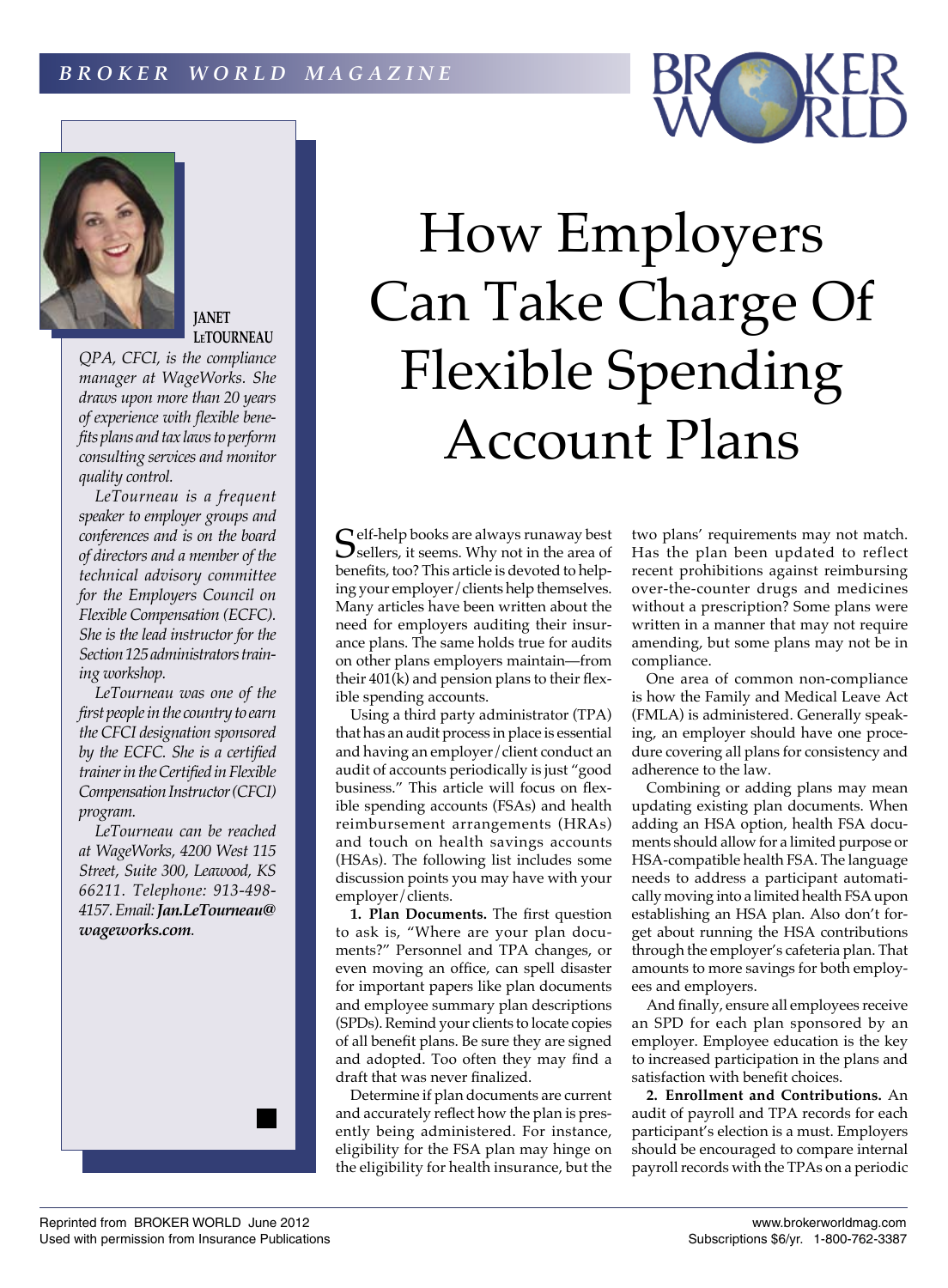# How Employers Can Take Charge Of Flexible Spending Account Plans

**JANET LeTOURNEAU**

*QPA, CFCI, is the compliance manager at WageWorks. She draws upon more than 20 years of experience with flexible benefits plans and tax laws to perform consulting services and monitor quality control.*

*LeTourneau is a frequent speaker to employer groups and conferences and is on the board of directors and a member of the technical advisory committee for the Employers Council on Flexible Compensation (ECFC). She is the lead instructor for the Section 125 administrators training workshop.*

*LeTourneau was one of the first people in the country to earn the CFCI designation sponsored by the ECFC. She is a certified trainer in the Certified in Flexible Compensation Instructor (CFCI) program.*

*LeTourneau can be reached at WageWorks, 4200 West 115 Street, Suite 300, Leawood, KS 66211. Telephone: 913-498-4157. Email:* ***Jan.LeTourneau@wageworks.com****.*

Self-help books are always runaway best sellers, it seems. Why not in the area of benefits, too? This article is devoted to helping your employer/clients help themselves. Many articles have been written about the need for employers auditing their insurance plans. The same holds true for audits on other plans employers maintain—from their 401(k) and pension plans to their flexible spending accounts.

Using a third party administrator (TPA) that has an audit process in place is essential and having an employer/client conduct an audit of accounts periodically is just "good business." This article will focus on flexible spending accounts (FSAs) and health reimbursement arrangements (HRAs) and touch on health savings accounts (HSAs). The following list includes some discussion points you may have with your employer/clients.

**1. Plan Documents.** The first question to ask is, "Where are your plan documents?" Personnel and TPA changes, or even moving an office, can spell disaster for important papers like plan documents and employee summary plan descriptions (SPDs). Remind your clients to locate copies of all benefit plans. Be sure they are signed and adopted. Too often they may find a draft that was never finalized.

Determine if plan documents are current and accurately reflect how the plan is presently being administered. For instance, eligibility for the FSA plan may hinge on the eligibility for health insurance, but the two plans' requirements may not match. Has the plan been updated to reflect recent prohibitions against reimbursing over-the-counter drugs and medicines without a prescription? Some plans were written in a manner that may not require amending, but some plans may not be in compliance.

One area of common non-compliance is how the Family and Medical Leave Act (FMLA) is administered. Generally speaking, an employer should have one procedure covering all plans for consistency and adherence to the law.

Combining or adding plans may mean updating existing plan documents. When adding an HSA option, health FSA documents should allow for a limited purpose or HSA-compatible health FSA. The language needs to address a participant automatically moving into a limited health FSA upon establishing an HSA plan. Also don't forget about running the HSA contributions through the employer's cafeteria plan. That amounts to more savings for both employees and employers.

And finally, ensure all employees receive an SPD for each plan sponsored by an employer. Employee education is the key to increased participation in the plans and satisfaction with benefit choices.

**2. Enrollment and Contributions.** An audit of payroll and TPA records for each participant's election is a must. Employers should be encouraged to compare internal payroll records with the TPAs on a periodic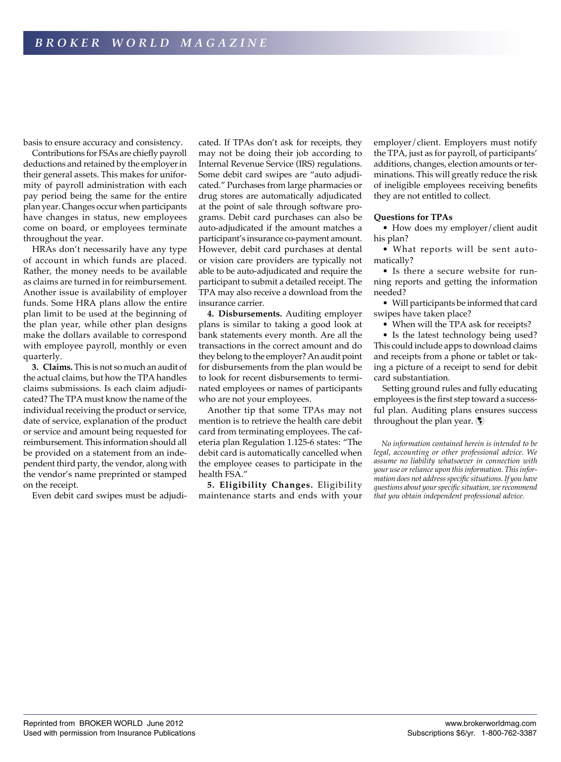basis to ensure accuracy and consistency.

Contributions for FSAs are chiefly payroll deductions and retained by the employer in their general assets. This makes for uniformity of payroll administration with each pay period being the same for the entire plan year. Changes occur when participants have changes in status, new employees come on board, or employees terminate throughout the year.

HRAs don't necessarily have any type of account in which funds are placed. Rather, the money needs to be available as claims are turned in for reimbursement. Another issue is availability of employer funds. Some HRA plans allow the entire plan limit to be used at the beginning of the plan year, while other plan designs make the dollars available to correspond with employee payroll, monthly or even quarterly.

**3. Claims.** This is not so much an audit of the actual claims, but how the TPA handles claims submissions. Is each claim adjudicated? The TPA must know the name of the individual receiving the product or service, date of service, explanation of the product or service and amount being requested for reimbursement. This information should all be provided on a statement from an independent third party, the vendor, along with the vendor's name preprinted or stamped on the receipt.

Even debit card swipes must be adjudicated. If TPAs don't ask for receipts, they may not be doing their job according to Internal Revenue Service (IRS) regulations. Some debit card swipes are "auto adjudicated." Purchases from large pharmacies or drug stores are automatically adjudicated at the point of sale through software programs. Debit card purchases can also be auto-adjudicated if the amount matches a participant's insurance co-payment amount. However, debit card purchases at dental or vision care providers are typically not able to be auto-adjudicated and require the participant to submit a detailed receipt. The TPA may also receive a download from the insurance carrier.

**4. Disbursements.** Auditing employer plans is similar to taking a good look at bank statements every month. Are all the transactions in the correct amount and do they belong to the employer? An audit point for disbursements from the plan would be to look for recent disbursements to terminated employees or names of participants who are not your employees.

Another tip that some TPAs may not mention is to retrieve the health care debit card from terminating employees. The cafeteria plan Regulation 1.125-6 states: "The debit card is automatically cancelled when the employee ceases to participate in the health FSA."

**5. Eligibility Changes.** Eligibility maintenance starts and ends with your employer/client. Employers must notify the TPA, just as for payroll, of participants' additions, changes, election amounts or terminations. This will greatly reduce the risk of ineligible employees receiving benefits they are not entitled to collect.

**Questions for TPAs**

- How does my employer/client audit his plan?
- What reports will be sent automatically?
- Is there a secure website for running reports and getting the information needed?
- Will participants be informed that card swipes have taken place?
- When will the TPA ask for receipts?
- Is the latest technology being used? This could include apps to download claims and receipts from a phone or tablet or taking a picture of a receipt to send for debit card substantiation.

Setting ground rules and fully educating employees is the first step toward a successful plan. Auditing plans ensures success throughout the plan year.

*No information contained herein is intended to be legal, accounting or other professional advice. We assume no liability whatsoever in connection with your use or reliance upon this information. This information does not address specific situations. If you have questions about your specific situation, we recommend that you obtain independent professional advice.*

Reprinted from BROKER WORLD June 2012
Used with permission from Insurance Publications

www.brokerworldmag.com
Subscriptions $6/yr. 1-800-762-3387